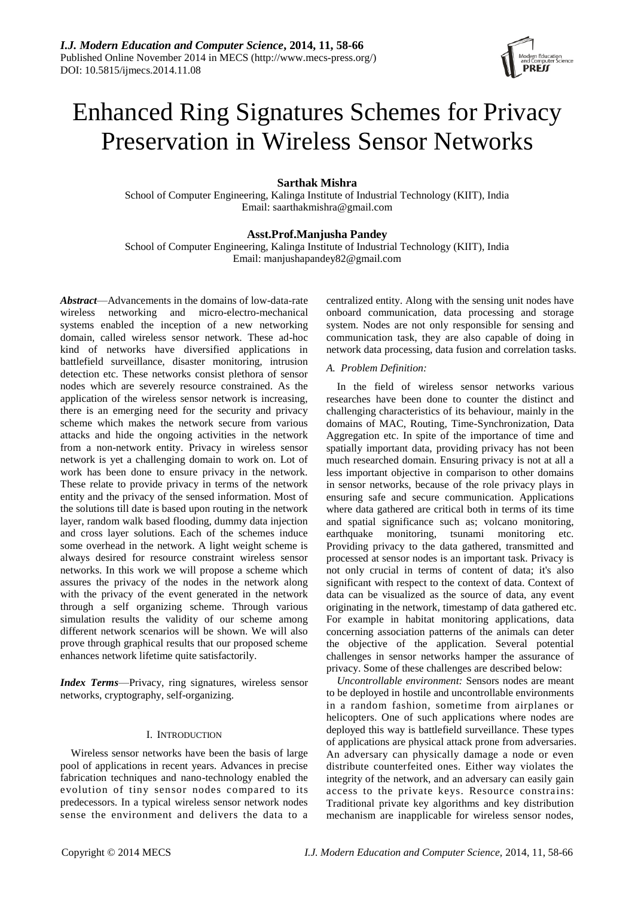# Enhanced Ring Signatures Schemes for Privacy Preservation in Wireless Sensor Networks

**Sarthak Mishra**

School of Computer Engineering, Kalinga Institute of Industrial Technology (KIIT), India
Email: saarthakmishra@gmail.com

**Asst.Prof.Manjusha Pandey**

School of Computer Engineering, Kalinga Institute of Industrial Technology (KIIT), India
Email: manjushapandey82@gmail.com

***Abstract***—Advancements in the domains of low-data-rate wireless networking and micro-electro-mechanical systems enabled the inception of a new networking domain, called wireless sensor network. These ad-hoc kind of networks have diversified applications in battlefield surveillance, disaster monitoring, intrusion detection etc. These networks consist plethora of sensor nodes which are severely resource constrained. As the application of the wireless sensor network is increasing, there is an emerging need for the security and privacy scheme which makes the network secure from various attacks and hide the ongoing activities in the network from a non-network entity. Privacy in wireless sensor network is yet a challenging domain to work on. Lot of work has been done to ensure privacy in the network. These relate to provide privacy in terms of the network entity and the privacy of the sensed information. Most of the solutions till date is based upon routing in the network layer, random walk based flooding, dummy data injection and cross layer solutions. Each of the schemes induce some overhead in the network. A light weight scheme is always desired for resource constraint wireless sensor networks. In this work we will propose a scheme which assures the privacy of the nodes in the network along with the privacy of the event generated in the network through a self organizing scheme. Through various simulation results the validity of our scheme among different network scenarios will be shown. We will also prove through graphical results that our proposed scheme enhances network lifetime quite satisfactorily.

***Index Terms***—Privacy, ring signatures, wireless sensor networks, cryptography, self-organizing.

## I. Introduction

Wireless sensor networks have been the basis of large pool of applications in recent years. Advances in precise fabrication techniques and nano-technology enabled the evolution of tiny sensor nodes compared to its predecessors. In a typical wireless sensor network nodes sense the environment and delivers the data to a centralized entity. Along with the sensing unit nodes have onboard communication, data processing and storage system. Nodes are not only responsible for sensing and communication task, they are also capable of doing in network data processing, data fusion and correlation tasks.

### *A. Problem Definition:*

In the field of wireless sensor networks various researches have been done to counter the distinct and challenging characteristics of its behaviour, mainly in the domains of MAC, Routing, Time-Synchronization, Data Aggregation etc. In spite of the importance of time and spatially important data, providing privacy has not been much researched domain. Ensuring privacy is not at all a less important objective in comparison to other domains in sensor networks, because of the role privacy plays in ensuring safe and secure communication. Applications where data gathered are critical both in terms of its time and spatial significance such as; volcano monitoring, earthquake monitoring, tsunami monitoring etc. Providing privacy to the data gathered, transmitted and processed at sensor nodes is an important task. Privacy is not only crucial in terms of content of data; it's also significant with respect to the context of data. Context of data can be visualized as the source of data, any event originating in the network, timestamp of data gathered etc. For example in habitat monitoring applications, data concerning association patterns of the animals can deter the objective of the application. Several potential challenges in sensor networks hamper the assurance of privacy. Some of these challenges are described below:

*Uncontrollable environment:* Sensors nodes are meant to be deployed in hostile and uncontrollable environments in a random fashion, sometime from airplanes or helicopters. One of such applications where nodes are deployed this way is battlefield surveillance. These types of applications are physical attack prone from adversaries. An adversary can physically damage a node or even distribute counterfeited ones. Either way violates the integrity of the network, and an adversary can easily gain access to the private keys. Resource constrains: Traditional private key algorithms and key distribution mechanism are inapplicable for wireless sensor nodes,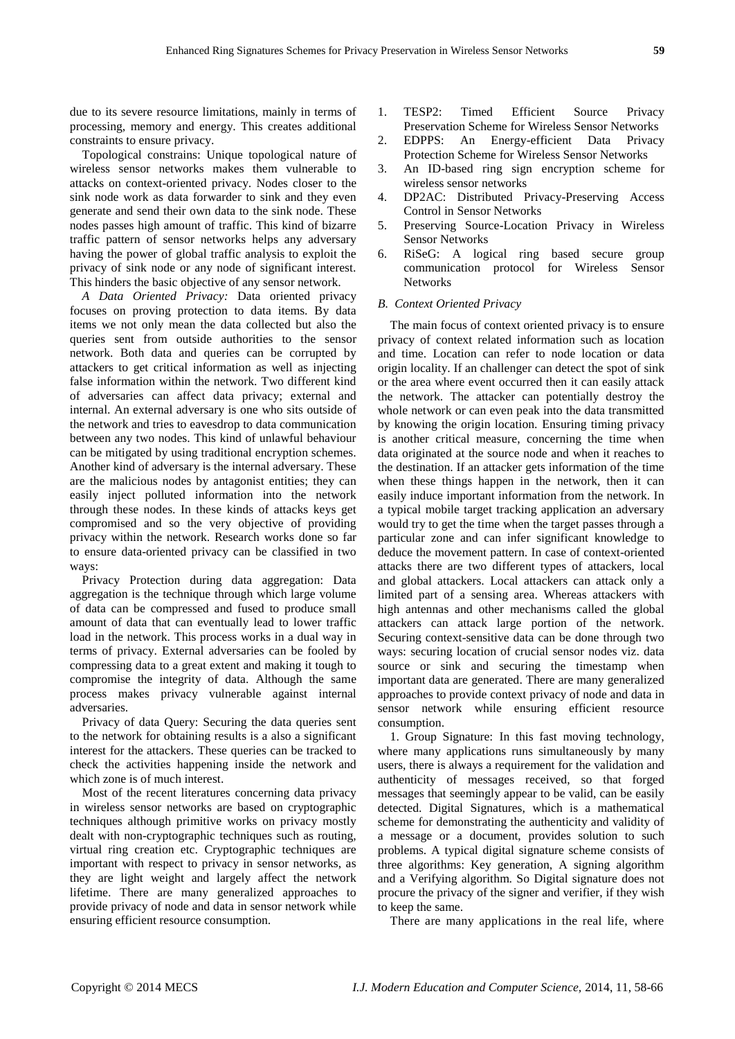due to its severe resource limitations, mainly in terms of processing, memory and energy. This creates additional constraints to ensure privacy.

Topological constrains: Unique topological nature of wireless sensor networks makes them vulnerable to attacks on context-oriented privacy. Nodes closer to the sink node work as data forwarder to sink and they even generate and send their own data to the sink node. These nodes passes high amount of traffic. This kind of bizarre traffic pattern of sensor networks helps any adversary having the power of global traffic analysis to exploit the privacy of sink node or any node of significant interest. This hinders the basic objective of any sensor network.

*A Data Oriented Privacy:* Data oriented privacy focuses on proving protection to data items. By data items we not only mean the data collected but also the queries sent from outside authorities to the sensor network. Both data and queries can be corrupted by attackers to get critical information as well as injecting false information within the network. Two different kind of adversaries can affect data privacy; external and internal. An external adversary is one who sits outside of the network and tries to eavesdrop to data communication between any two nodes. This kind of unlawful behaviour can be mitigated by using traditional encryption schemes. Another kind of adversary is the internal adversary. These are the malicious nodes by antagonist entities; they can easily inject polluted information into the network through these nodes. In these kinds of attacks keys get compromised and so the very objective of providing privacy within the network. Research works done so far to ensure data-oriented privacy can be classified in two ways:

Privacy Protection during data aggregation: Data aggregation is the technique through which large volume of data can be compressed and fused to produce small amount of data that can eventually lead to lower traffic load in the network. This process works in a dual way in terms of privacy. External adversaries can be fooled by compressing data to a great extent and making it tough to compromise the integrity of data. Although the same process makes privacy vulnerable against internal adversaries.

Privacy of data Query: Securing the data queries sent to the network for obtaining results is a also a significant interest for the attackers. These queries can be tracked to check the activities happening inside the network and which zone is of much interest.

Most of the recent literatures concerning data privacy in wireless sensor networks are based on cryptographic techniques although primitive works on privacy mostly dealt with non-cryptographic techniques such as routing, virtual ring creation etc. Cryptographic techniques are important with respect to privacy in sensor networks, as they are light weight and largely affect the network lifetime. There are many generalized approaches to provide privacy of node and data in sensor network while ensuring efficient resource consumption.

1. TESP2: Timed Efficient Source Privacy Preservation Scheme for Wireless Sensor Networks
2. EDPPS: An Energy-efficient Data Privacy Protection Scheme for Wireless Sensor Networks
3. An ID-based ring sign encryption scheme for wireless sensor networks
4. DP2AC: Distributed Privacy-Preserving Access Control in Sensor Networks
5. Preserving Source-Location Privacy in Wireless Sensor Networks
6. RiSeG: A logical ring based secure group communication protocol for Wireless Sensor Networks

### *B. Context Oriented Privacy*

The main focus of context oriented privacy is to ensure privacy of context related information such as location and time. Location can refer to node location or data origin locality. If an challenger can detect the spot of sink or the area where event occurred then it can easily attack the network. The attacker can potentially destroy the whole network or can even peak into the data transmitted by knowing the origin location. Ensuring timing privacy is another critical measure, concerning the time when data originated at the source node and when it reaches to the destination. If an attacker gets information of the time when these things happen in the network, then it can easily induce important information from the network. In a typical mobile target tracking application an adversary would try to get the time when the target passes through a particular zone and can infer significant knowledge to deduce the movement pattern. In case of context-oriented attacks there are two different types of attackers, local and global attackers. Local attackers can attack only a limited part of a sensing area. Whereas attackers with high antennas and other mechanisms called the global attackers can attack large portion of the network. Securing context-sensitive data can be done through two ways: securing location of crucial sensor nodes viz. data source or sink and securing the timestamp when important data are generated. There are many generalized approaches to provide context privacy of node and data in sensor network while ensuring efficient resource consumption.

1. Group Signature: In this fast moving technology, where many applications runs simultaneously by many users, there is always a requirement for the validation and authenticity of messages received, so that forged messages that seemingly appear to be valid, can be easily detected. Digital Signatures, which is a mathematical scheme for demonstrating the authenticity and validity of a message or a document, provides solution to such problems. A typical digital signature scheme consists of three algorithms: Key generation, A signing algorithm and a Verifying algorithm. So Digital signature does not procure the privacy of the signer and verifier, if they wish to keep the same.

There are many applications in the real life, where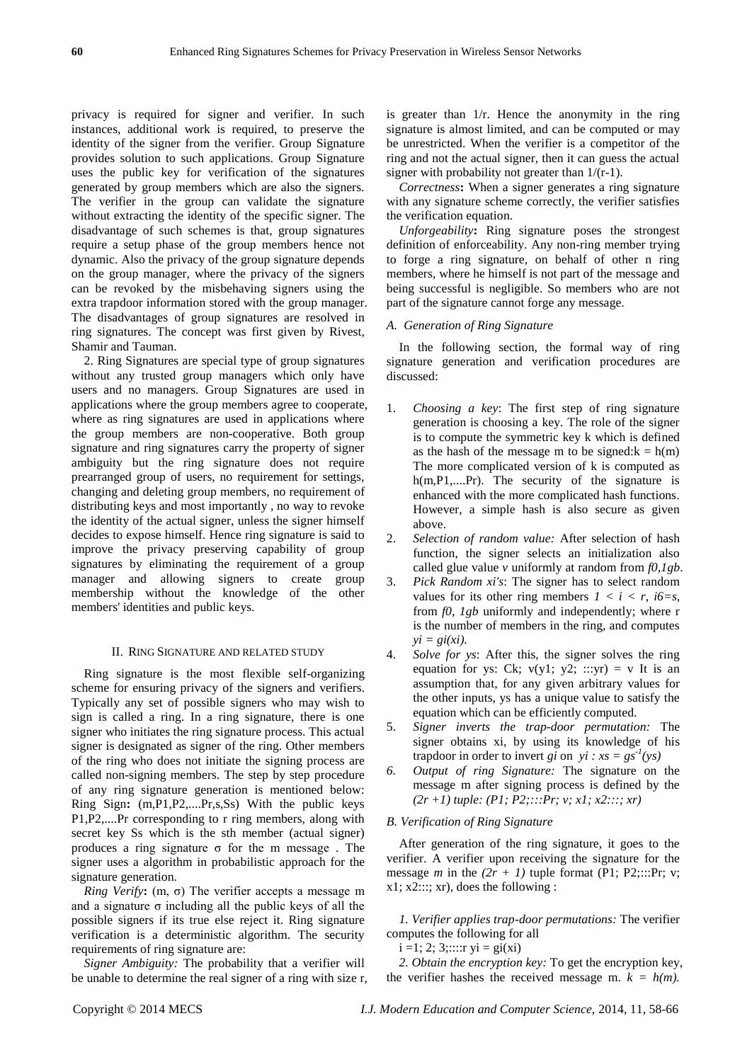privacy is required for signer and verifier. In such instances, additional work is required, to preserve the identity of the signer from the verifier. Group Signature provides solution to such applications. Group Signature uses the public key for verification of the signatures generated by group members which are also the signers. The verifier in the group can validate the signature without extracting the identity of the specific signer. The disadvantage of such schemes is that, group signatures require a setup phase of the group members hence not dynamic. Also the privacy of the group signature depends on the group manager, where the privacy of the signers can be revoked by the misbehaving signers using the extra trapdoor information stored with the group manager. The disadvantages of group signatures are resolved in ring signatures. The concept was first given by Rivest, Shamir and Tauman.

2. Ring Signatures are special type of group signatures without any trusted group managers which only have users and no managers. Group Signatures are used in applications where the group members agree to cooperate, where as ring signatures are used in applications where the group members are non-cooperative. Both group signature and ring signatures carry the property of signer ambiguity but the ring signature does not require prearranged group of users, no requirement for settings, changing and deleting group members, no requirement of distributing keys and most importantly , no way to revoke the identity of the actual signer, unless the signer himself decides to expose himself. Hence ring signature is said to improve the privacy preserving capability of group signatures by eliminating the requirement of a group manager and allowing signers to create group membership without the knowledge of the other members' identities and public keys.

## II. Ring Signature and Related Study

Ring signature is the most flexible self-organizing scheme for ensuring privacy of the signers and verifiers. Typically any set of possible signers who may wish to sign is called a ring. In a ring signature, there is one signer who initiates the ring signature process. This actual signer is designated as signer of the ring. Other members of the ring who does not initiate the signing process are called non-signing members. The step by step procedure of any ring signature generation is mentioned below: Ring Sign**:** (m,P1,P2,....Pr,s,Ss) With the public keys P1,P2,....Pr corresponding to r ring members, along with secret key Ss which is the sth member (actual signer) produces a ring signature σ for the m message . The signer uses a algorithm in probabilistic approach for the signature generation.

*Ring Verify***:** (m, σ) The verifier accepts a message m and a signature σ including all the public keys of all the possible signers if its true else reject it. Ring signature verification is a deterministic algorithm. The security requirements of ring signature are:

*Signer Ambiguity:* The probability that a verifier will be unable to determine the real signer of a ring with size r, is greater than 1/r. Hence the anonymity in the ring signature is almost limited, and can be computed or may be unrestricted. When the verifier is a competitor of the ring and not the actual signer, then it can guess the actual signer with probability not greater than 1/(r-1).

*Correctness***:** When a signer generates a ring signature with any signature scheme correctly, the verifier satisfies the verification equation.

*Unforgeability***:** Ring signature poses the strongest definition of enforceability. Any non-ring member trying to forge a ring signature, on behalf of other n ring members, where he himself is not part of the message and being successful is negligible. So members who are not part of the signature cannot forge any message.

### A. Generation of Ring Signature

In the following section, the formal way of ring signature generation and verification procedures are discussed:

1. *Choosing a key*: The first step of ring signature generation is choosing a key. The role of the signer is to compute the symmetric key k which is defined as the hash of the message m to be signed:k = h(m) The more complicated version of k is computed as h(m,P1,....Pr). The security of the signature is enhanced with the more complicated hash functions. However, a simple hash is also secure as given above.
2. *Selection of random value:* After selection of hash function, the signer selects an initialization also called glue value *v* uniformly at random from *f0,1gb*.
3. *Pick Random xi's*: The signer has to select random values for its other ring members *1 < i < r*, *i6=s*, from *f0, 1gb* uniformly and independently; where r is the number of members in the ring, and computes *yi = gi(xi).*
4. *Solve for ys*: After this, the signer solves the ring equation for ys: Ck; v(y1; y2; :::yr) = v It is an assumption that, for any given arbitrary values for the other inputs, ys has a unique value to satisfy the equation which can be efficiently computed.
5. *Signer inverts the trap-door permutation:* The signer obtains xi, by using its knowledge of his trapdoor in order to invert *gi* on *yi : xs =* $gs^{-1}$*(ys)*
6. *Output of ring Signature:* The signature on the message m after signing process is defined by the *(2r +1) tuple: (P1; P2;:::Pr; v; x1; x2:::; xr)*

### B. Verification of Ring Signature

After generation of the ring signature, it goes to the verifier. A verifier upon receiving the signature for the message *m* in the *(2r + 1)* tuple format (P1; P2;:::Pr; v; x1; x2:::; xr), does the following :

*1. Verifier applies trap-door permutations:* The verifier computes the following for all

i =1; 2; 3;::::r yi = gi(xi)

*2. Obtain the encryption key:* To get the encryption key, the verifier hashes the received message m. *k = h(m).*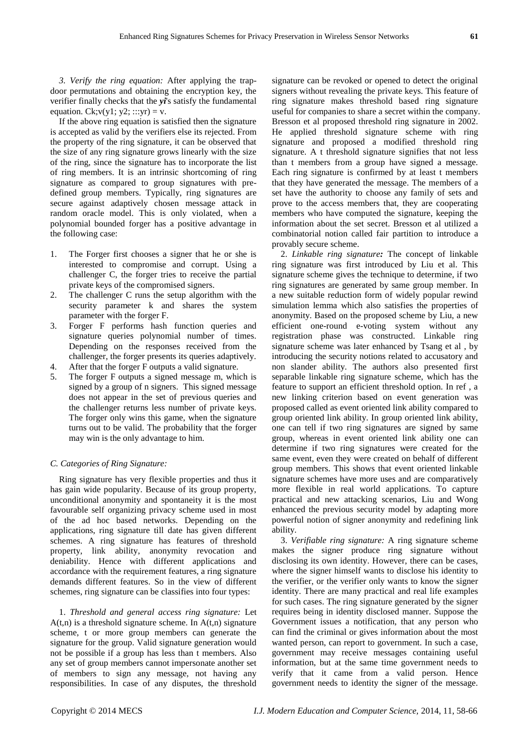*3. Verify the ring equation:* After applying the trap-door permutations and obtaining the encryption key, the verifier finally checks that the ***yi***'s satisfy the fundamental equation. Ck;v(y1; y2; :::yr) = v.

If the above ring equation is satisfied then the signature is accepted as valid by the verifiers else its rejected. From the property of the ring signature, it can be observed that the size of any ring signature grows linearly with the size of the ring, since the signature has to incorporate the list of ring members. It is an intrinsic shortcoming of ring signature as compared to group signatures with pre-defined group members. Typically, ring signatures are secure against adaptively chosen message attack in random oracle model. This is only violated, when a polynomial bounded forger has a positive advantage in the following case:

1. The Forger first chooses a signer that he or she is interested to compromise and corrupt. Using a challenger C, the forger tries to receive the partial private keys of the compromised signers.
2. The challenger C runs the setup algorithm with the security parameter k and shares the system parameter with the forger F.
3. Forger F performs hash function queries and signature queries polynomial number of times. Depending on the responses received from the challenger, the forger presents its queries adaptively.
4. After that the forger F outputs a valid signature.
5. The forger F outputs a signed message m, which is signed by a group of n signers. This signed message does not appear in the set of previous queries and the challenger returns less number of private keys. The forger only wins this game, when the signature turns out to be valid. The probability that the forger may win is the only advantage to him.

### *C. Categories of Ring Signature:*

Ring signature has very flexible properties and thus it has gain wide popularity. Because of its group property, unconditional anonymity and spontaneity it is the most favourable self organizing privacy scheme used in most of the ad hoc based networks. Depending on the applications, ring signature till date has given different schemes. A ring signature has features of threshold property, link ability, anonymity revocation and deniability. Hence with different applications and accordance with the requirement features, a ring signature demands different features. So in the view of different schemes, ring signature can be classifies into four types:

1. *Threshold and general access ring signature:* Let A(t,n) is a threshold signature scheme. In A(t,n) signature scheme, t or more group members can generate the signature for the group. Valid signature generation would not be possible if a group has less than t members. Also any set of group members cannot impersonate another set of members to sign any message, not having any responsibilities. In case of any disputes, the threshold signature can be revoked or opened to detect the original signers without revealing the private keys. This feature of ring signature makes threshold based ring signature useful for companies to share a secret within the company. Bresson et al proposed threshold ring signature in 2002. He applied threshold signature scheme with ring signature and proposed a modified threshold ring signature. A t threshold signature signifies that not less than t members from a group have signed a message. Each ring signature is confirmed by at least t members that they have generated the message. The members of a set have the authority to choose any family of sets and prove to the access members that, they are cooperating members who have computed the signature, keeping the information about the set secret. Bresson et al utilized a combinatorial notion called fair partition to introduce a provably secure scheme.

2. ***Linkable ring signature:*** The concept of linkable ring signature was first introduced by Liu et al. This signature scheme gives the technique to determine, if two ring signatures are generated by same group member. In a new suitable reduction form of widely popular rewind simulation lemma which also satisfies the properties of anonymity. Based on the proposed scheme by Liu, a new efficient one-round e-voting system without any registration phase was constructed. Linkable ring signature scheme was later enhanced by Tsang et al , by introducing the security notions related to accusatory and non slander ability. The authors also presented first separable linkable ring signature scheme, which has the feature to support an efficient threshold option. In ref , a new linking criterion based on event generation was proposed called as event oriented link ability compared to group oriented link ability. In group oriented link ability, one can tell if two ring signatures are signed by same group, whereas in event oriented link ability one can determine if two ring signatures were created for the same event, even they were created on behalf of different group members. This shows that event oriented linkable signature schemes have more uses and are comparatively more flexible in real world applications. To capture practical and new attacking scenarios, Liu and Wong enhanced the previous security model by adapting more powerful notion of signer anonymity and redefining link ability.

3. *Verifiable ring signature:* A ring signature scheme makes the signer produce ring signature without disclosing its own identity. However, there can be cases, where the signer himself wants to disclose his identity to the verifier, or the verifier only wants to know the signer identity. There are many practical and real life examples for such cases. The ring signature generated by the signer requires being in identity disclosed manner. Suppose the Government issues a notification, that any person who can find the criminal or gives information about the most wanted person, can report to government. In such a case, government may receive messages containing useful information, but at the same time government needs to verify that it came from a valid person. Hence government needs to identity the signer of the message.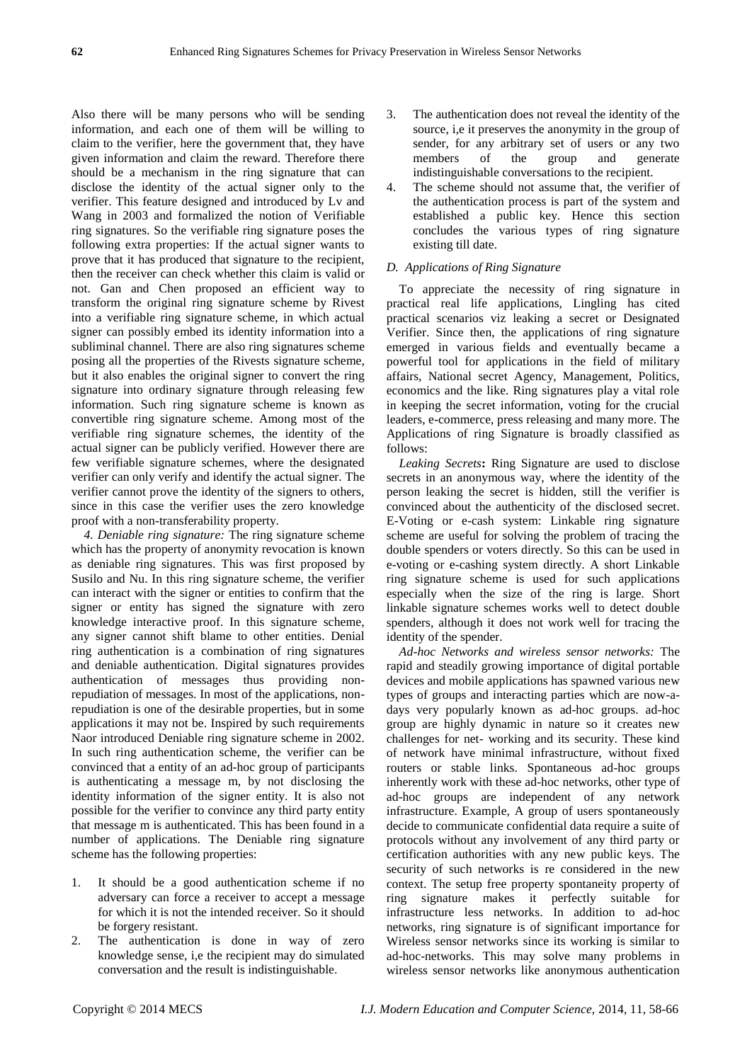Also there will be many persons who will be sending information, and each one of them will be willing to claim to the verifier, here the government that, they have given information and claim the reward. Therefore there should be a mechanism in the ring signature that can disclose the identity of the actual signer only to the verifier. This feature designed and introduced by Lv and Wang in 2003 and formalized the notion of Verifiable ring signatures. So the verifiable ring signature poses the following extra properties: If the actual signer wants to prove that it has produced that signature to the recipient, then the receiver can check whether this claim is valid or not. Gan and Chen proposed an efficient way to transform the original ring signature scheme by Rivest into a verifiable ring signature scheme, in which actual signer can possibly embed its identity information into a subliminal channel. There are also ring signatures scheme posing all the properties of the Rivests signature scheme, but it also enables the original signer to convert the ring signature into ordinary signature through releasing few information. Such ring signature scheme is known as convertible ring signature scheme. Among most of the verifiable ring signature schemes, the identity of the actual signer can be publicly verified. However there are few verifiable signature schemes, where the designated verifier can only verify and identify the actual signer. The verifier cannot prove the identity of the signers to others, since in this case the verifier uses the zero knowledge proof with a non-transferability property.

*4. Deniable ring signature:* The ring signature scheme which has the property of anonymity revocation is known as deniable ring signatures. This was first proposed by Susilo and Nu. In this ring signature scheme, the verifier can interact with the signer or entities to confirm that the signer or entity has signed the signature with zero knowledge interactive proof. In this signature scheme, any signer cannot shift blame to other entities. Denial ring authentication is a combination of ring signatures and deniable authentication. Digital signatures provides authentication of messages thus providing non-repudiation of messages. In most of the applications, non-repudiation is one of the desirable properties, but in some applications it may not be. Inspired by such requirements Naor introduced Deniable ring signature scheme in 2002. In such ring authentication scheme, the verifier can be convinced that a entity of an ad-hoc group of participants is authenticating a message m, by not disclosing the identity information of the signer entity. It is also not possible for the verifier to convince any third party entity that message m is authenticated. This has been found in a number of applications. The Deniable ring signature scheme has the following properties:

1. It should be a good authentication scheme if no adversary can force a receiver to accept a message for which it is not the intended receiver. So it should be forgery resistant.
2. The authentication is done in way of zero knowledge sense, i,e the recipient may do simulated conversation and the result is indistinguishable.
3. The authentication does not reveal the identity of the source, i,e it preserves the anonymity in the group of sender, for any arbitrary set of users or any two members of the group and generate indistinguishable conversations to the recipient.
4. The scheme should not assume that, the verifier of the authentication process is part of the system and established a public key. Hence this section concludes the various types of ring signature existing till date.

### D. Applications of Ring Signature

To appreciate the necessity of ring signature in practical real life applications, Lingling has cited practical scenarios viz leaking a secret or Designated Verifier. Since then, the applications of ring signature emerged in various fields and eventually became a powerful tool for applications in the field of military affairs, National secret Agency, Management, Politics, economics and the like. Ring signatures play a vital role in keeping the secret information, voting for the crucial leaders, e-commerce, press releasing and many more. The Applications of ring Signature is broadly classified as follows:

*Leaking Secrets*: Ring Signature are used to disclose secrets in an anonymous way, where the identity of the person leaking the secret is hidden, still the verifier is convinced about the authenticity of the disclosed secret. E-Voting or e-cash system: Linkable ring signature scheme are useful for solving the problem of tracing the double spenders or voters directly. So this can be used in e-voting or e-cashing system directly. A short Linkable ring signature scheme is used for such applications especially when the size of the ring is large. Short linkable signature schemes works well to detect double spenders, although it does not work well for tracing the identity of the spender.

*Ad-hoc Networks and wireless sensor networks:* The rapid and steadily growing importance of digital portable devices and mobile applications has spawned various new types of groups and interacting parties which are now-a-days very popularly known as ad-hoc groups. ad-hoc group are highly dynamic in nature so it creates new challenges for net- working and its security. These kind of network have minimal infrastructure, without fixed routers or stable links. Spontaneous ad-hoc groups inherently work with these ad-hoc networks, other type of ad-hoc groups are independent of any network infrastructure. Example, A group of users spontaneously decide to communicate confidential data require a suite of protocols without any involvement of any third party or certification authorities with any new public keys. The security of such networks is re considered in the new context. The setup free property spontaneity property of ring signature makes it perfectly suitable for infrastructure less networks. In addition to ad-hoc networks, ring signature is of significant importance for Wireless sensor networks since its working is similar to ad-hoc-networks. This may solve many problems in wireless sensor networks like anonymous authentication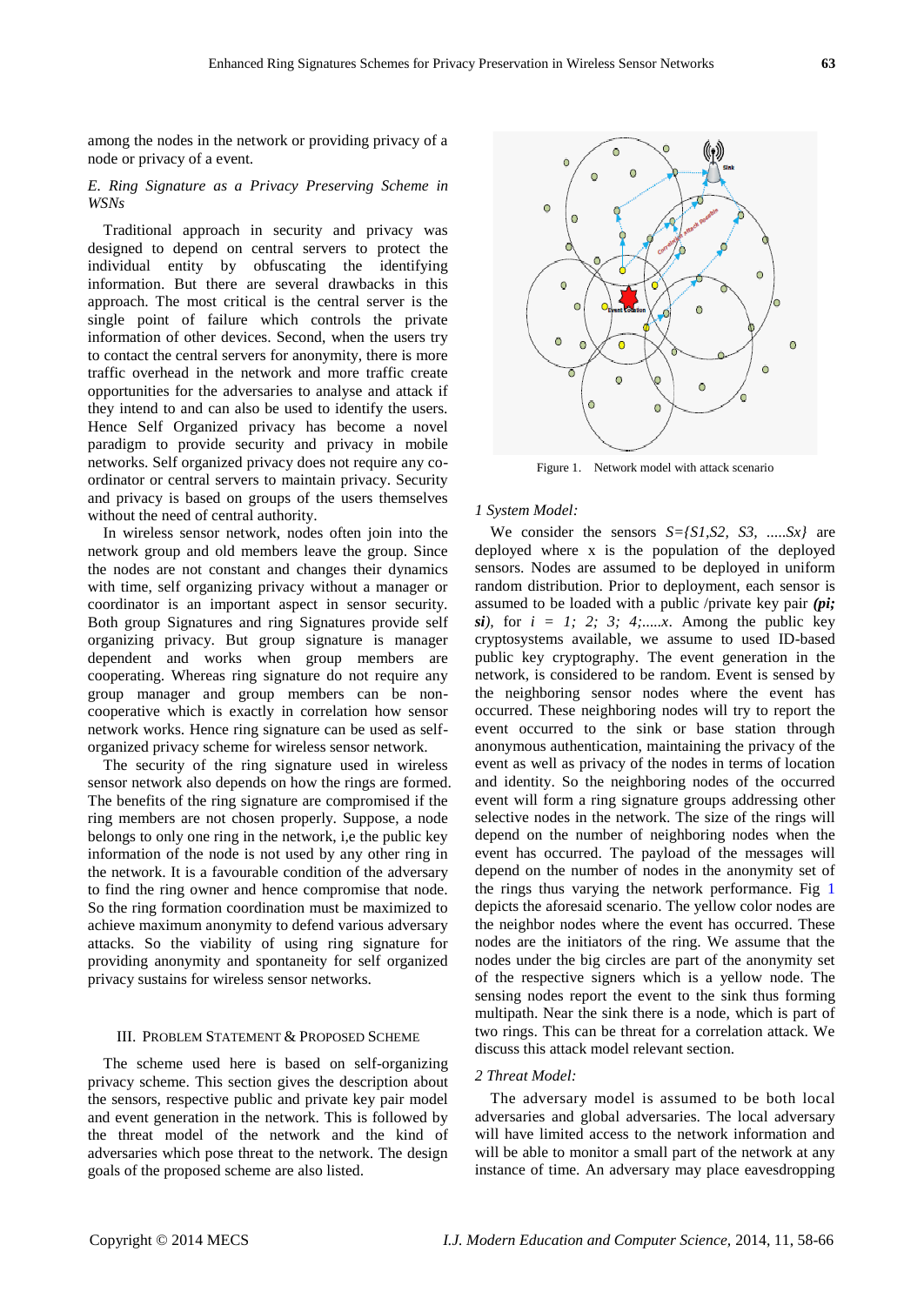among the nodes in the network or providing privacy of a node or privacy of a event.

### *E. Ring Signature as a Privacy Preserving Scheme in WSNs*

Traditional approach in security and privacy was designed to depend on central servers to protect the individual entity by obfuscating the identifying information. But there are several drawbacks in this approach. The most critical is the central server is the single point of failure which controls the private information of other devices. Second, when the users try to contact the central servers for anonymity, there is more traffic overhead in the network and more traffic create opportunities for the adversaries to analyse and attack if they intend to and can also be used to identify the users. Hence Self Organized privacy has become a novel paradigm to provide security and privacy in mobile networks. Self organized privacy does not require any co-ordinator or central servers to maintain privacy. Security and privacy is based on groups of the users themselves without the need of central authority.

In wireless sensor network, nodes often join into the network group and old members leave the group. Since the nodes are not constant and changes their dynamics with time, self organizing privacy without a manager or coordinator is an important aspect in sensor security. Both group Signatures and ring Signatures provide self organizing privacy. But group signature is manager dependent and works when group members are cooperating. Whereas ring signature do not require any group manager and group members can be non-cooperative which is exactly in correlation how sensor network works. Hence ring signature can be used as self-organized privacy scheme for wireless sensor network.

The security of the ring signature used in wireless sensor network also depends on how the rings are formed. The benefits of the ring signature are compromised if the ring members are not chosen properly. Suppose, a node belongs to only one ring in the network, i,e the public key information of the node is not used by any other ring in the network. It is a favourable condition of the adversary to find the ring owner and hence compromise that node. So the ring formation coordination must be maximized to achieve maximum anonymity to defend various adversary attacks. So the viability of using ring signature for providing anonymity and spontaneity for self organized privacy sustains for wireless sensor networks.

## III. Problem Statement & Proposed Scheme

The scheme used here is based on self-organizing privacy scheme. This section gives the description about the sensors, respective public and private key pair model and event generation in the network. This is followed by the threat model of the network and the kind of adversaries which pose threat to the network. The design goals of the proposed scheme are also listed.

Figure 1. Network model with attack scenario

### *1 System Model:*

We consider the sensors $S=\{S1,S2, S3, .....Sx\}$ are deployed where x is the population of the deployed sensors. Nodes are assumed to be deployed in uniform random distribution. Prior to deployment, each sensor is assumed to be loaded with a public /private key pair ***(pi; si)***, for $i = 1; 2; 3; 4;.....x$. Among the public key cryptosystems available, we assume to used ID-based public key cryptography. The event generation in the network, is considered to be random. Event is sensed by the neighbouring sensor nodes where the event has occurred. These neighboring nodes will try to report the event occurred to the sink or base station through anonymous authentication, maintaining the privacy of the event as well as privacy of the nodes in terms of location and identity. So the neighboring nodes of the occurred event will form a ring signature groups addressing other selective nodes in the network. The size of the rings will depend on the number of neighboring nodes when the event has occurred. The payload of the messages will depend on the number of nodes in the anonymity set of the rings thus varying the network performance. Fig 1 depicts the aforesaid scenario. The yellow color nodes are the neighbor nodes where the event has occurred. These nodes are the initiators of the ring. We assume that the nodes under the big circles are part of the anonymity set of the respective signers which is a yellow node. The sensing nodes report the event to the sink thus forming multipath. Near the sink there is a node, which is part of two rings. This can be threat for a correlation attack. We discuss this attack model relevant section.

### *2 Threat Model:*

The adversary model is assumed to be both local adversaries and global adversaries. The local adversary will have limited access to the network information and will be able to monitor a small part of the network at any instance of time. An adversary may place eavesdropping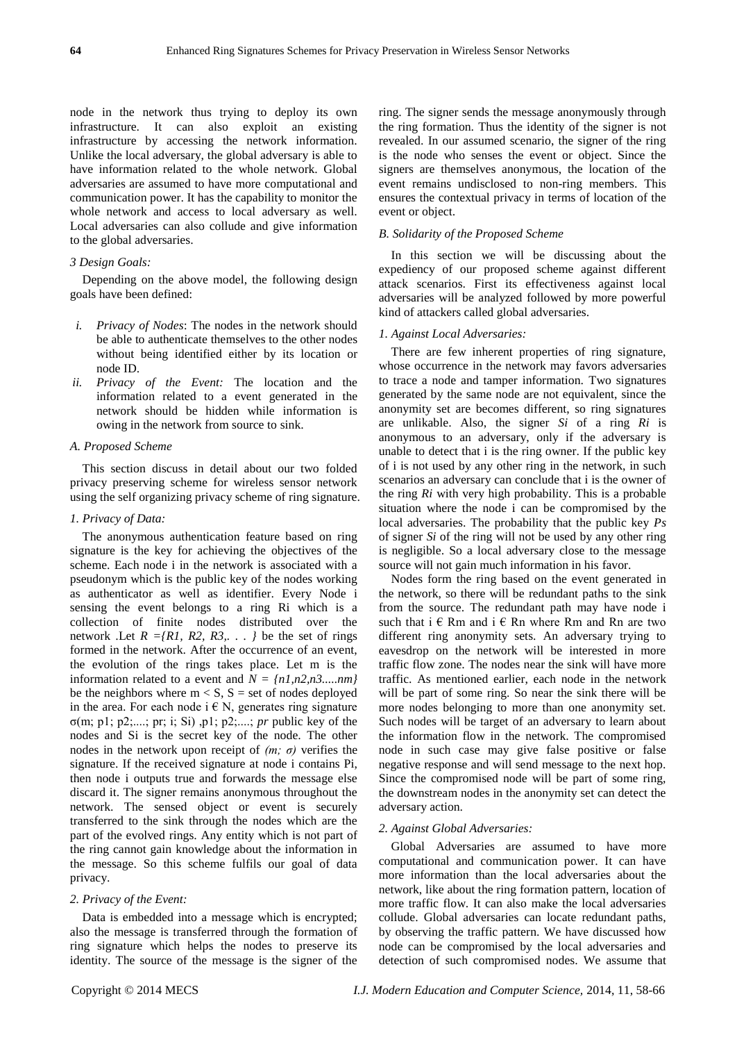node in the network thus trying to deploy its own infrastructure. It can also exploit an existing infrastructure by accessing the network information. Unlike the local adversary, the global adversary is able to have information related to the whole network. Global adversaries are assumed to have more computational and communication power. It has the capability to monitor the whole network and access to local adversary as well. Local adversaries can also collude and give information to the global adversaries.

*3 Design Goals:*

Depending on the above model, the following design goals have been defined:

- *i.* *Privacy of Nodes*: The nodes in the network should be able to authenticate themselves to the other nodes without being identified either by its location or node ID.
- *ii.* *Privacy of the Event:* The location and the information related to a event generated in the network should be hidden while information is owing in the network from source to sink.

### *A. Proposed Scheme*

This section discuss in detail about our two folded privacy preserving scheme for wireless sensor network using the self organizing privacy scheme of ring signature.

*1. Privacy of Data:*

The anonymous authentication feature based on ring signature is the key for achieving the objectives of the scheme. Each node i in the network is associated with a pseudonym which is the public key of the nodes working as authenticator as well as identifier. Every Node i sensing the event belongs to a ring Ri which is a collection of finite nodes distributed over the network .Let $R = \{R1, R2, R3,. . . \}$ be the set of rings formed in the network. After the occurrence of an event, the evolution of the rings takes place. Let m is the information related to a event and $N = \{n1,n2,n3.....nm\}$ be the neighbors where $m < S$, $S$ = set of nodes deployed in the area. For each node $i \in N$, generates ring signature σ(m; p1; p2;....; pr; i; Si) ,p1; p2;....; *pr* public key of the nodes and Si is the secret key of the node. The other nodes in the network upon receipt of *(m; σ)* verifies the signature. If the received signature at node i contains Pi, then node i outputs true and forwards the message else discard it. The signer remains anonymous throughout the network. The sensed object or event is securely transferred to the sink through the nodes which are the part of the evolved rings. Any entity which is not part of the ring cannot gain knowledge about the information in the message. So this scheme fulfils our goal of data privacy.

*2. Privacy of the Event:*

Data is embedded into a message which is encrypted; also the message is transferred through the formation of ring signature which helps the nodes to preserve its identity. The source of the message is the signer of the ring. The signer sends the message anonymously through the ring formation. Thus the identity of the signer is not revealed. In our assumed scenario, the signer of the ring is the node who senses the event or object. Since the signers are themselves anonymous, the location of the event remains undisclosed to non-ring members. This ensures the contextual privacy in terms of location of the event or object.

### *B. Solidarity of the Proposed Scheme*

In this section we will be discussing about the expediency of our proposed scheme against different attack scenarios. First its effectiveness against local adversaries will be analyzed followed by more powerful kind of attackers called global adversaries.

*1. Against Local Adversaries:*

There are few inherent properties of ring signature, whose occurrence in the network may favors adversaries to trace a node and tamper information. Two signatures generated by the same node are not equivalent, since the anonymity set are becomes different, so ring signatures are unlikable. Also, the signer *Si* of a ring *Ri* is anonymous to an adversary, only if the adversary is unable to detect that i is the ring owner. If the public key of i is not used by any other ring in the network, in such scenarios an adversary can conclude that i is the owner of the ring *Ri* with very high probability. This is a probable situation where the node i can be compromised by the local adversaries. The probability that the public key *Ps* of signer *Si* of the ring will not be used by any other ring is negligible. So a local adversary close to the message source will not gain much information in his favor.

Nodes form the ring based on the event generated in the network, so there will be redundant paths to the sink from the source. The redundant path may have node i such that $i \in Rm$ and $i \in Rn$ where Rm and Rn are two different ring anonymity sets. An adversary trying to eavesdrop on the network will be interested in more traffic flow zone. The nodes near the sink will have more traffic. As mentioned earlier, each node in the network will be part of some ring. So near the sink there will be more nodes belonging to more than one anonymity set. Such nodes will be target of an adversary to learn about the information flow in the network. The compromised node in such case may give false positive or false negative response and will send message to the next hop. Since the compromised node will be part of some ring, the downstream nodes in the anonymity set can detect the adversary action.

*2. Against Global Adversaries:*

Global Adversaries are assumed to have more computational and communication power. It can have more information than the local adversaries about the network, like about the ring formation pattern, location of more traffic flow. It can also make the local adversaries collude. Global adversaries can locate redundant paths, by observing the traffic pattern. We have discussed how node can be compromised by the local adversaries and detection of such compromised nodes. We assume that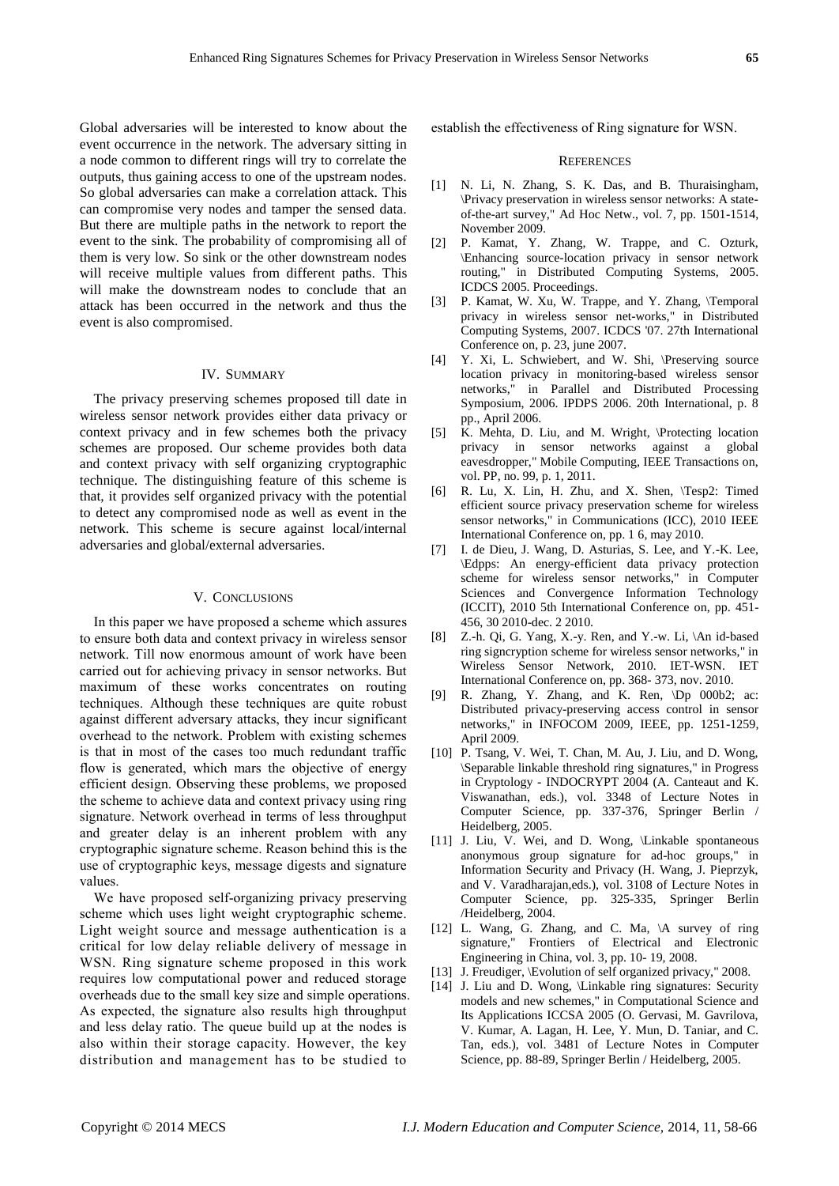Global adversaries will be interested to know about the event occurrence in the network. The adversary sitting in a node common to different rings will try to correlate the outputs, thus gaining access to one of the upstream nodes. So global adversaries can make a correlation attack. This can compromise very nodes and tamper the sensed data. But there are multiple paths in the network to report the event to the sink. The probability of compromising all of them is very low. So sink or the other downstream nodes will receive multiple values from different paths. This will make the downstream nodes to conclude that an attack has been occurred in the network and thus the event is also compromised.

## IV. Summary

The privacy preserving schemes proposed till date in wireless sensor network provides either data privacy or context privacy and in few schemes both the privacy schemes are proposed. Our scheme provides both data and context privacy with self organizing cryptographic technique. The distinguishing feature of this scheme is that, it provides self organized privacy with the potential to detect any compromised node as well as event in the network. This scheme is secure against local/internal adversaries and global/external adversaries.

## V. Conclusions

In this paper we have proposed a scheme which assures to ensure both data and context privacy in wireless sensor network. Till now enormous amount of work have been carried out for achieving privacy in sensor networks. But maximum of these works concentrates on routing techniques. Although these techniques are quite robust against different adversary attacks, they incur significant overhead to the network. Problem with existing schemes is that in most of the cases too much redundant traffic flow is generated, which mars the objective of energy efficient design. Observing these problems, we proposed the scheme to achieve data and context privacy using ring signature. Network overhead in terms of less throughput and greater delay is an inherent problem with any cryptographic signature scheme. Reason behind this is the use of cryptographic keys, message digests and signature values.

We have proposed self-organizing privacy preserving scheme which uses light weight cryptographic scheme. Light weight source and message authentication is a critical for low delay reliable delivery of message in WSN. Ring signature scheme proposed in this work requires low computational power and reduced storage overheads due to the small key size and simple operations. As expected, the signature also results high throughput and less delay ratio. The queue build up at the nodes is also within their storage capacity. However, the key distribution and management has to be studied to establish the effectiveness of Ring signature for WSN.

## References

[1] N. Li, N. Zhang, S. K. Das, and B. Thuraisingham, \Privacy preservation in wireless sensor networks: A state-of-the-art survey," Ad Hoc Netw., vol. 7, pp. 1501-1514, November 2009.

[2] P. Kamat, Y. Zhang, W. Trappe, and C. Ozturk, \Enhancing source-location privacy in sensor network routing," in Distributed Computing Systems, 2005. ICDCS 2005. Proceedings.

[3] P. Kamat, W. Xu, W. Trappe, and Y. Zhang, \Temporal privacy in wireless sensor net-works," in Distributed Computing Systems, 2007. ICDCS '07. 27th International Conference on, p. 23, june 2007.

[4] Y. Xi, L. Schwiebert, and W. Shi, \Preserving source location privacy in monitoring-based wireless sensor networks," in Parallel and Distributed Processing Symposium, 2006. IPDPS 2006. 20th International, p. 8 pp., April 2006.

[5] K. Mehta, D. Liu, and M. Wright, \Protecting location privacy in sensor networks against a global eavesdropper," Mobile Computing, IEEE Transactions on, vol. PP, no. 99, p. 1, 2011.

[6] R. Lu, X. Lin, H. Zhu, and X. Shen, \Tesp2: Timed efficient source privacy preservation scheme for wireless sensor networks," in Communications (ICC), 2010 IEEE International Conference on, pp. 1 6, may 2010.

[7] I. de Dieu, J. Wang, D. Asturias, S. Lee, and Y.-K. Lee, \Edpps: An energy-efficient data privacy protection scheme for wireless sensor networks," in Computer Sciences and Convergence Information Technology (ICCIT), 2010 5th International Conference on, pp. 451-456, 30 2010-dec. 2 2010.

[8] Z.-h. Qi, G. Yang, X.-y. Ren, and Y.-w. Li, \An id-based ring signcryption scheme for wireless sensor networks," in Wireless Sensor Network, 2010. IET-WSN. IET International Conference on, pp. 368- 373, nov. 2010.

[9] R. Zhang, Y. Zhang, and K. Ren, \Dp 000b2; ac: Distributed privacy-preserving access control in sensor networks," in INFOCOM 2009, IEEE, pp. 1251-1259, April 2009.

[10] P. Tsang, V. Wei, T. Chan, M. Au, J. Liu, and D. Wong, \Separable linkable threshold ring signatures," in Progress in Cryptology - INDOCRYPT 2004 (A. Canteaut and K. Viswanathan, eds.), vol. 3348 of Lecture Notes in Computer Science, pp. 337-376, Springer Berlin / Heidelberg, 2005.

[11] J. Liu, V. Wei, and D. Wong, \Linkable spontaneous anonymous group signature for ad-hoc groups," in Information Security and Privacy (H. Wang, J. Pieprzyk, and V. Varadharajan,eds.), vol. 3108 of Lecture Notes in Computer Science, pp. 325-335, Springer Berlin /Heidelberg, 2004.

[12] L. Wang, G. Zhang, and C. Ma, \A survey of ring signature," Frontiers of Electrical and Electronic Engineering in China, vol. 3, pp. 10- 19, 2008.

[13] J. Freudiger, \Evolution of self organized privacy," 2008.

[14] J. Liu and D. Wong, \Linkable ring signatures: Security models and new schemes," in Computational Science and Its Applications ICCSA 2005 (O. Gervasi, M. Gavrilova, V. Kumar, A. Lagan, H. Lee, Y. Mun, D. Taniar, and C. Tan, eds.), vol. 3481 of Lecture Notes in Computer Science, pp. 88-89, Springer Berlin / Heidelberg, 2005.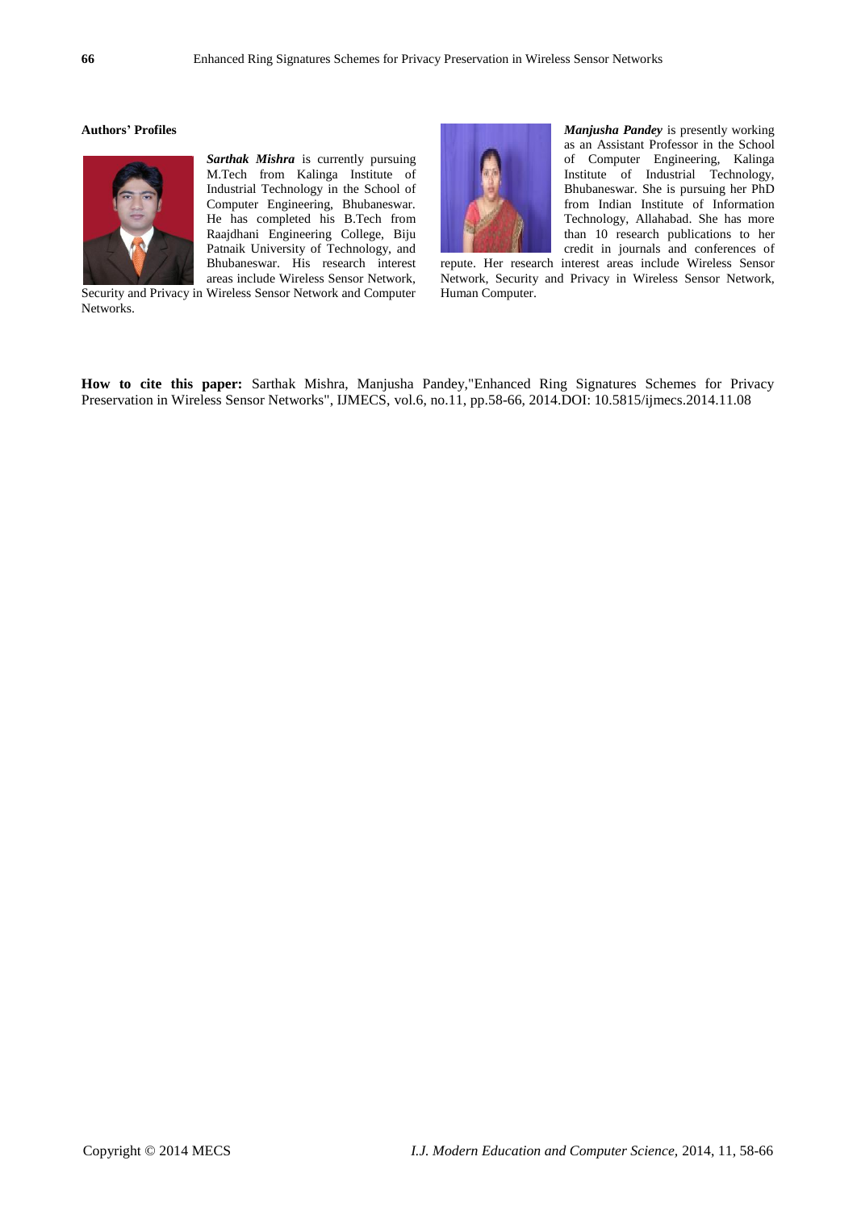**Authors' Profiles**

***Sarthak Mishra*** is currently pursuing M.Tech from Kalinga Institute of Industrial Technology in the School of Computer Engineering, Bhubaneswar. He has completed his B.Tech from Raajdhani Engineering College, Biju Patnaik University of Technology, and Bhubaneswar. His research interest areas include Wireless Sensor Network, Security and Privacy in Wireless Sensor Network and Computer Networks.

***Manjusha Pandey*** is presently working as an Assistant Professor in the School of Computer Engineering, Kalinga Institute of Industrial Technology, Bhubaneswar. She is pursuing her PhD from Indian Institute of Information Technology, Allahabad. She has more than 10 research publications to her credit in journals and conferences of repute. Her research interest areas include Wireless Sensor Network, Security and Privacy in Wireless Sensor Network, Human Computer.

**How to cite this paper:** Sarthak Mishra, Manjusha Pandey,"Enhanced Ring Signatures Schemes for Privacy Preservation in Wireless Sensor Networks", IJMECS, vol.6, no.11, pp.58-66, 2014.DOI: 10.5815/ijmecs.2014.11.08